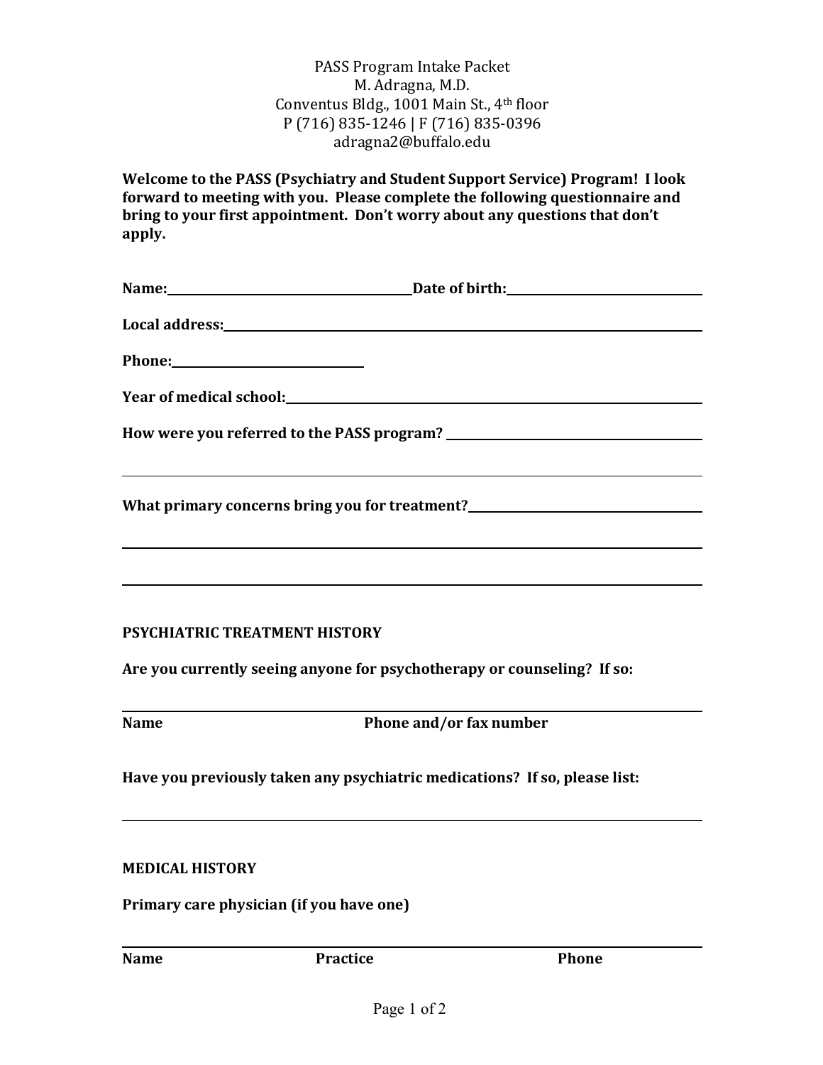PASS Program Intake Packet
M. Adragna, M.D.
Conventus Bldg., 1001 Main St., 4th floor
P (716) 835-1246 | F (716) 835-0396
adragna2@buffalo.edu

**Welcome to the PASS (Psychiatry and Student Support Service) Program! I look forward to meeting with you. Please complete the following questionnaire and bring to your first appointment. Don't worry about any questions that don't apply.**

**Name:**\_\_\_\_\_\_\_\_\_\_\_\_\_\_\_\_\_\_\_\_\_\_\_\_\_\_\_\_ **Date of birth:**\_\_\_\_\_\_\_\_\_\_\_\_\_\_\_\_\_\_\_\_

**Local address:**\_\_\_\_\_\_\_\_\_\_\_\_\_\_\_\_\_\_\_\_\_\_\_\_\_\_\_\_\_\_\_\_\_\_\_\_\_\_\_\_\_\_\_\_\_\_

**Phone:**\_\_\_\_\_\_\_\_\_\_\_\_\_\_\_\_\_\_\_\_

**Year of medical school:**\_\_\_\_\_\_\_\_\_\_\_\_\_\_\_\_\_\_\_\_\_\_\_\_\_\_\_\_\_\_\_\_\_\_\_\_\_\_\_\_

**How were you referred to the PASS program?** \_\_\_\_\_\_\_\_\_\_\_\_\_\_\_\_\_\_\_\_\_\_\_\_\_\_

\_\_\_\_\_\_\_\_\_\_\_\_\_\_\_\_\_\_\_\_\_\_\_\_\_\_\_\_\_\_\_\_\_\_\_\_\_\_\_\_\_\_\_\_\_\_\_\_\_\_\_\_\_\_\_\_\_\_\_\_

**What primary concerns bring you for treatment?**\_\_\_\_\_\_\_\_\_\_\_\_\_\_\_\_\_\_\_\_\_\_\_\_\_\_

\_\_\_\_\_\_\_\_\_\_\_\_\_\_\_\_\_\_\_\_\_\_\_\_\_\_\_\_\_\_\_\_\_\_\_\_\_\_\_\_\_\_\_\_\_\_\_\_\_\_\_\_\_\_\_\_\_\_\_\_

\_\_\_\_\_\_\_\_\_\_\_\_\_\_\_\_\_\_\_\_\_\_\_\_\_\_\_\_\_\_\_\_\_\_\_\_\_\_\_\_\_\_\_\_\_\_\_\_\_\_\_\_\_\_\_\_\_\_\_\_

## PSYCHIATRIC TREATMENT HISTORY

**Are you currently seeing anyone for psychotherapy or counseling? If so:**

\_\_\_\_\_\_\_\_\_\_\_\_\_\_\_\_\_\_\_\_\_\_\_\_\_\_\_\_\_\_\_\_\_\_\_\_\_\_\_\_\_\_\_\_\_\_\_\_\_\_\_\_\_\_\_\_\_\_\_\_

**Name** **Phone and/or fax number**

**Have you previously taken any psychiatric medications? If so, please list:**

\_\_\_\_\_\_\_\_\_\_\_\_\_\_\_\_\_\_\_\_\_\_\_\_\_\_\_\_\_\_\_\_\_\_\_\_\_\_\_\_\_\_\_\_\_\_\_\_\_\_\_\_\_\_\_\_\_\_\_\_

## MEDICAL HISTORY

**Primary care physician (if you have one)**

\_\_\_\_\_\_\_\_\_\_\_\_\_\_\_\_\_\_\_\_\_\_\_\_\_\_\_\_\_\_\_\_\_\_\_\_\_\_\_\_\_\_\_\_\_\_\_\_\_\_\_\_\_\_\_\_\_\_\_\_

**Name** **Practice** **Phone**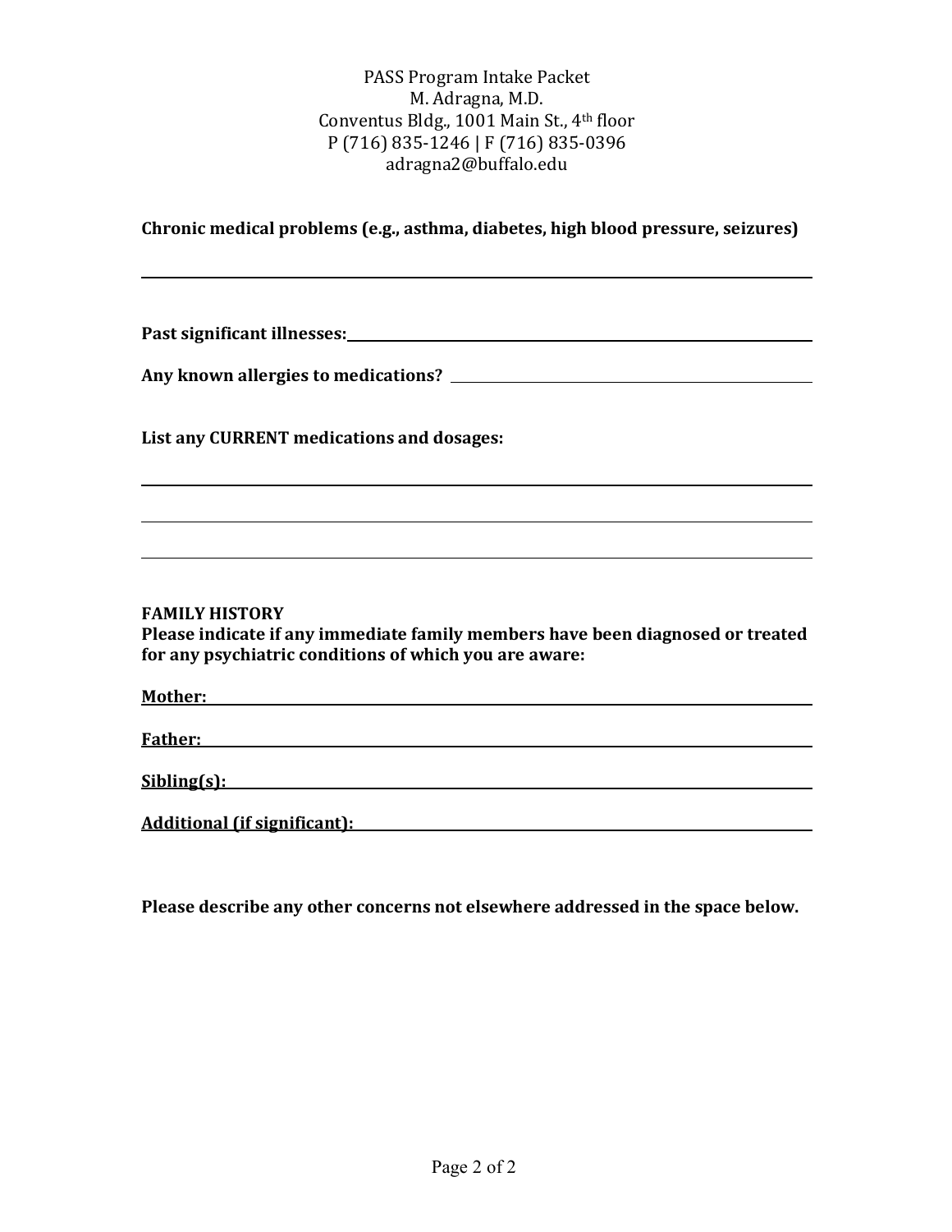PASS Program Intake Packet
M. Adragna, M.D.
Conventus Bldg., 1001 Main St., 4th floor
P (716) 835-1246 | F (716) 835-0396
adragna2@buffalo.edu

**Chronic medical problems (e.g., asthma, diabetes, high blood pressure, seizures)**

\_\_\_\_\_\_\_\_\_\_\_\_\_\_\_\_\_\_\_\_\_\_\_\_\_\_\_\_\_\_\_\_\_\_\_\_\_\_\_\_\_\_\_\_\_\_\_\_\_\_\_\_\_\_\_\_

**Past significant illnesses:** \_\_\_\_\_\_\_\_\_\_\_\_\_\_\_\_\_\_\_\_\_\_\_\_\_\_\_\_\_\_\_\_\_\_\_\_\_\_\_\_

**Any known allergies to medications?** \_\_\_\_\_\_\_\_\_\_\_\_\_\_\_\_\_\_\_\_\_\_\_\_\_\_\_\_\_\_\_\_

**List any CURRENT medications and dosages:**

\_\_\_\_\_\_\_\_\_\_\_\_\_\_\_\_\_\_\_\_\_\_\_\_\_\_\_\_\_\_\_\_\_\_\_\_\_\_\_\_\_\_\_\_\_\_\_\_\_\_\_\_\_\_\_\_

\_\_\_\_\_\_\_\_\_\_\_\_\_\_\_\_\_\_\_\_\_\_\_\_\_\_\_\_\_\_\_\_\_\_\_\_\_\_\_\_\_\_\_\_\_\_\_\_\_\_\_\_\_\_\_\_

\_\_\_\_\_\_\_\_\_\_\_\_\_\_\_\_\_\_\_\_\_\_\_\_\_\_\_\_\_\_\_\_\_\_\_\_\_\_\_\_\_\_\_\_\_\_\_\_\_\_\_\_\_\_\_\_

**FAMILY HISTORY**
**Please indicate if any immediate family members have been diagnosed or treated for any psychiatric conditions of which you are aware:**

**Mother:** \_\_\_\_\_\_\_\_\_\_\_\_\_\_\_\_\_\_\_\_\_\_\_\_\_\_\_\_\_\_\_\_\_\_\_\_\_\_\_\_\_\_\_\_\_\_\_\_\_\_\_\_

**Father:** \_\_\_\_\_\_\_\_\_\_\_\_\_\_\_\_\_\_\_\_\_\_\_\_\_\_\_\_\_\_\_\_\_\_\_\_\_\_\_\_\_\_\_\_\_\_\_\_\_\_\_\_

**Sibling(s):** \_\_\_\_\_\_\_\_\_\_\_\_\_\_\_\_\_\_\_\_\_\_\_\_\_\_\_\_\_\_\_\_\_\_\_\_\_\_\_\_\_\_\_\_\_\_\_\_\_\_

**Additional (if significant):** \_\_\_\_\_\_\_\_\_\_\_\_\_\_\_\_\_\_\_\_\_\_\_\_\_\_\_\_\_\_\_\_\_\_\_\_\_\_\_\_

**Please describe any other concerns not elsewhere addressed in the space below.**